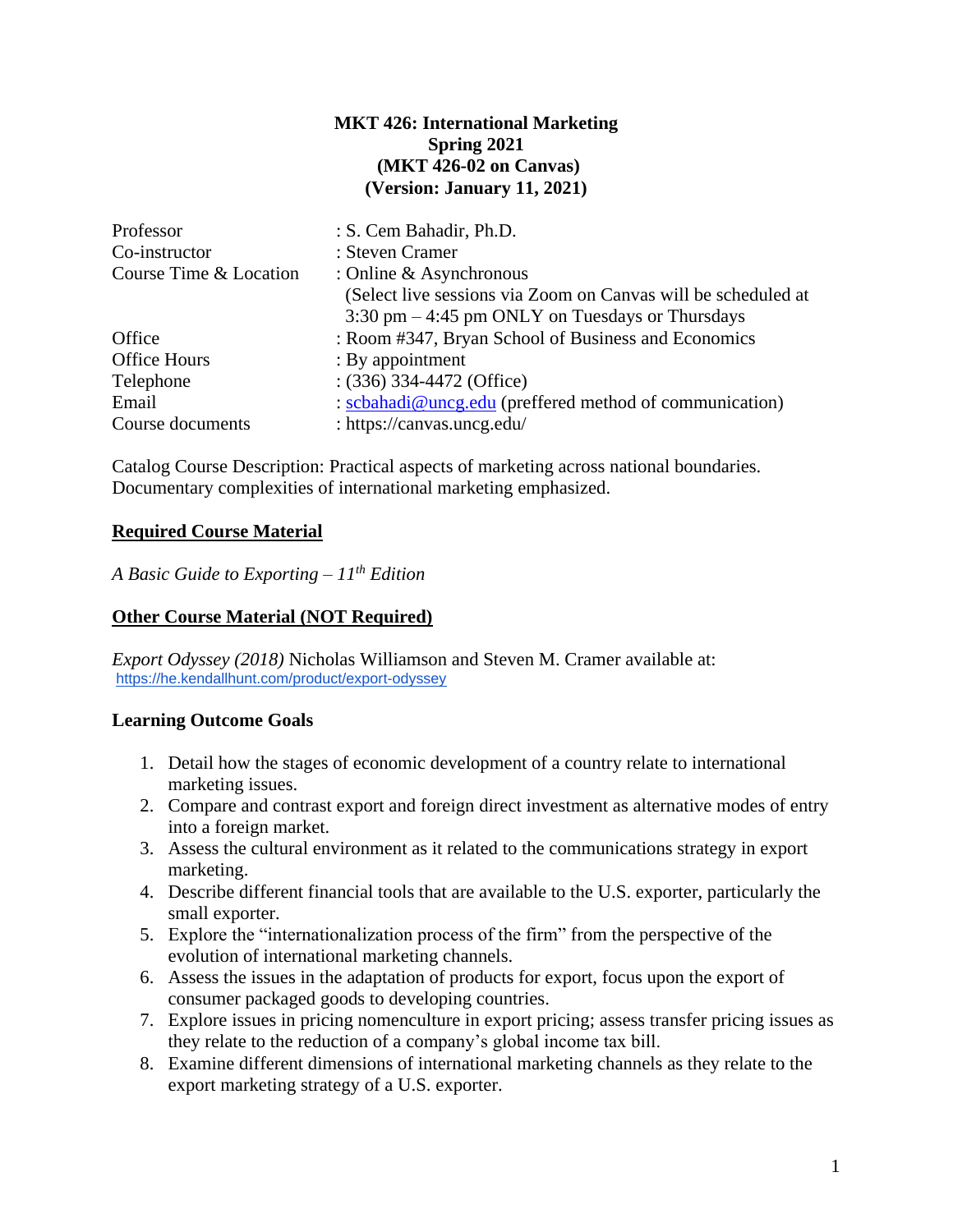# MKT 426: International Marketing
## Spring 2021
## (MKT 426-02 on Canvas)
## (Version: January 11, 2021)

| | |
|---|---|
| Professor | : S. Cem Bahadir, Ph.D. |
| Co-instructor | : Steven Cramer |
| Course Time & Location | : Online & Asynchronous (Select live sessions via Zoom on Canvas will be scheduled at 3:30 pm – 4:45 pm ONLY on Tuesdays or Thursdays |
| Office | : Room #347, Bryan School of Business and Economics |
| Office Hours | : By appointment |
| Telephone | : (336) 334-4472 (Office) |
| Email | : scbahadi@uncg.edu (preffered method of communication) |
| Course documents | : https://canvas.uncg.edu/ |

Catalog Course Description: Practical aspects of marketing across national boundaries. Documentary complexities of international marketing emphasized.

## Required Course Material

*A Basic Guide to Exporting – 11th Edition*

## Other Course Material (NOT Required)

*Export Odyssey (2018)* Nicholas Williamson and Steven M. Cramer available at:
https://he.kendallhunt.com/product/export-odyssey

## Learning Outcome Goals

1. Detail how the stages of economic development of a country relate to international marketing issues.
2. Compare and contrast export and foreign direct investment as alternative modes of entry into a foreign market.
3. Assess the cultural environment as it related to the communications strategy in export marketing.
4. Describe different financial tools that are available to the U.S. exporter, particularly the small exporter.
5. Explore the "internationalization process of the firm" from the perspective of the evolution of international marketing channels.
6. Assess the issues in the adaptation of products for export, focus upon the export of consumer packaged goods to developing countries.
7. Explore issues in pricing nomenculture in export pricing; assess transfer pricing issues as they relate to the reduction of a company's global income tax bill.
8. Examine different dimensions of international marketing channels as they relate to the export marketing strategy of a U.S. exporter.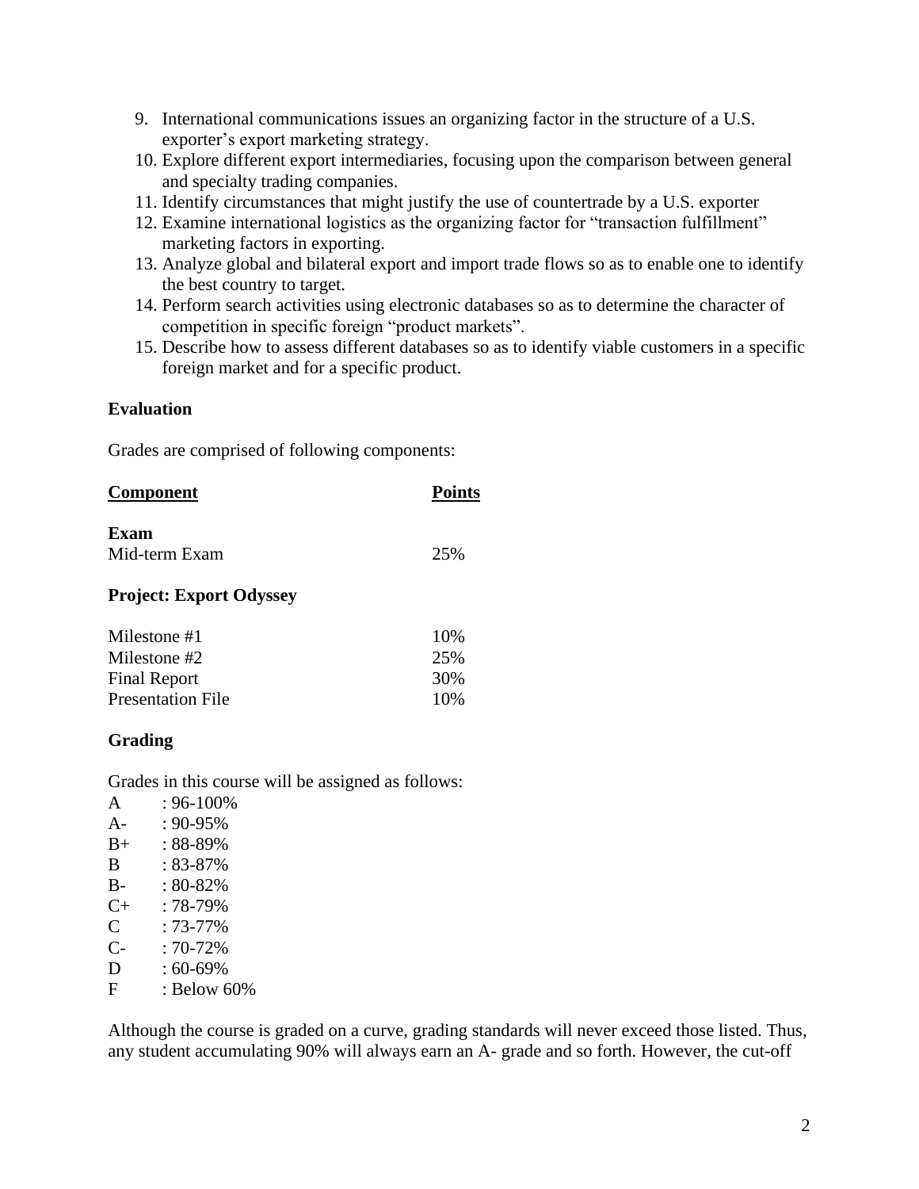9. International communications issues an organizing factor in the structure of a U.S. exporter's export marketing strategy.
10. Explore different export intermediaries, focusing upon the comparison between general and specialty trading companies.
11. Identify circumstances that might justify the use of countertrade by a U.S. exporter
12. Examine international logistics as the organizing factor for "transaction fulfillment" marketing factors in exporting.
13. Analyze global and bilateral export and import trade flows so as to enable one to identify the best country to target.
14. Perform search activities using electronic databases so as to determine the character of competition in specific foreign "product markets".
15. Describe how to assess different databases so as to identify viable customers in a specific foreign market and for a specific product.

**Evaluation**

Grades are comprised of following components:

| Component | Points |
|---|---|
| **Exam** | |
| Mid-term Exam | 25% |
| **Project: Export Odyssey** | |
| Milestone #1 | 10% |
| Milestone #2 | 25% |
| Final Report | 30% |
| Presentation File | 10% |

**Grading**

Grades in this course will be assigned as follows:

| | |
|---|---|
| A | : 96-100% |
| A- | : 90-95% |
| B+ | : 88-89% |
| B | : 83-87% |
| B- | : 80-82% |
| C+ | : 78-79% |
| C | : 73-77% |
| C- | : 70-72% |
| D | : 60-69% |
| F | : Below 60% |

Although the course is graded on a curve, grading standards will never exceed those listed. Thus, any student accumulating 90% will always earn an A- grade and so forth. However, the cut-off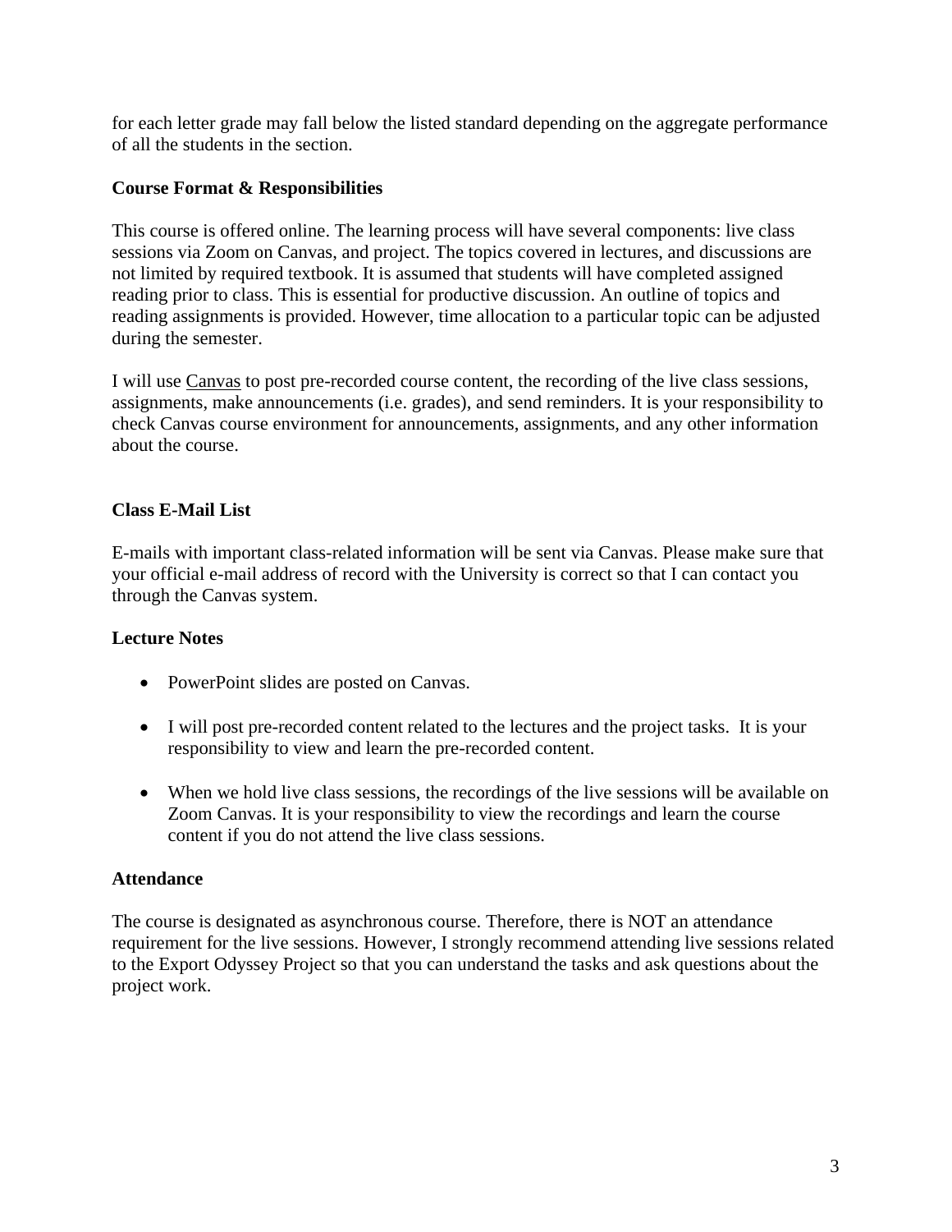for each letter grade may fall below the listed standard depending on the aggregate performance of all the students in the section.

**Course Format & Responsibilities**

This course is offered online. The learning process will have several components: live class sessions via Zoom on Canvas, and project. The topics covered in lectures, and discussions are not limited by required textbook. It is assumed that students will have completed assigned reading prior to class. This is essential for productive discussion. An outline of topics and reading assignments is provided. However, time allocation to a particular topic can be adjusted during the semester.

I will use Canvas to post pre-recorded course content, the recording of the live class sessions, assignments, make announcements (i.e. grades), and send reminders. It is your responsibility to check Canvas course environment for announcements, assignments, and any other information about the course.

**Class E-Mail List**

E-mails with important class-related information will be sent via Canvas. Please make sure that your official e-mail address of record with the University is correct so that I can contact you through the Canvas system.

**Lecture Notes**

- PowerPoint slides are posted on Canvas.
- I will post pre-recorded content related to the lectures and the project tasks. It is your responsibility to view and learn the pre-recorded content.
- When we hold live class sessions, the recordings of the live sessions will be available on Zoom Canvas. It is your responsibility to view the recordings and learn the course content if you do not attend the live class sessions.

**Attendance**

The course is designated as asynchronous course. Therefore, there is NOT an attendance requirement for the live sessions. However, I strongly recommend attending live sessions related to the Export Odyssey Project so that you can understand the tasks and ask questions about the project work.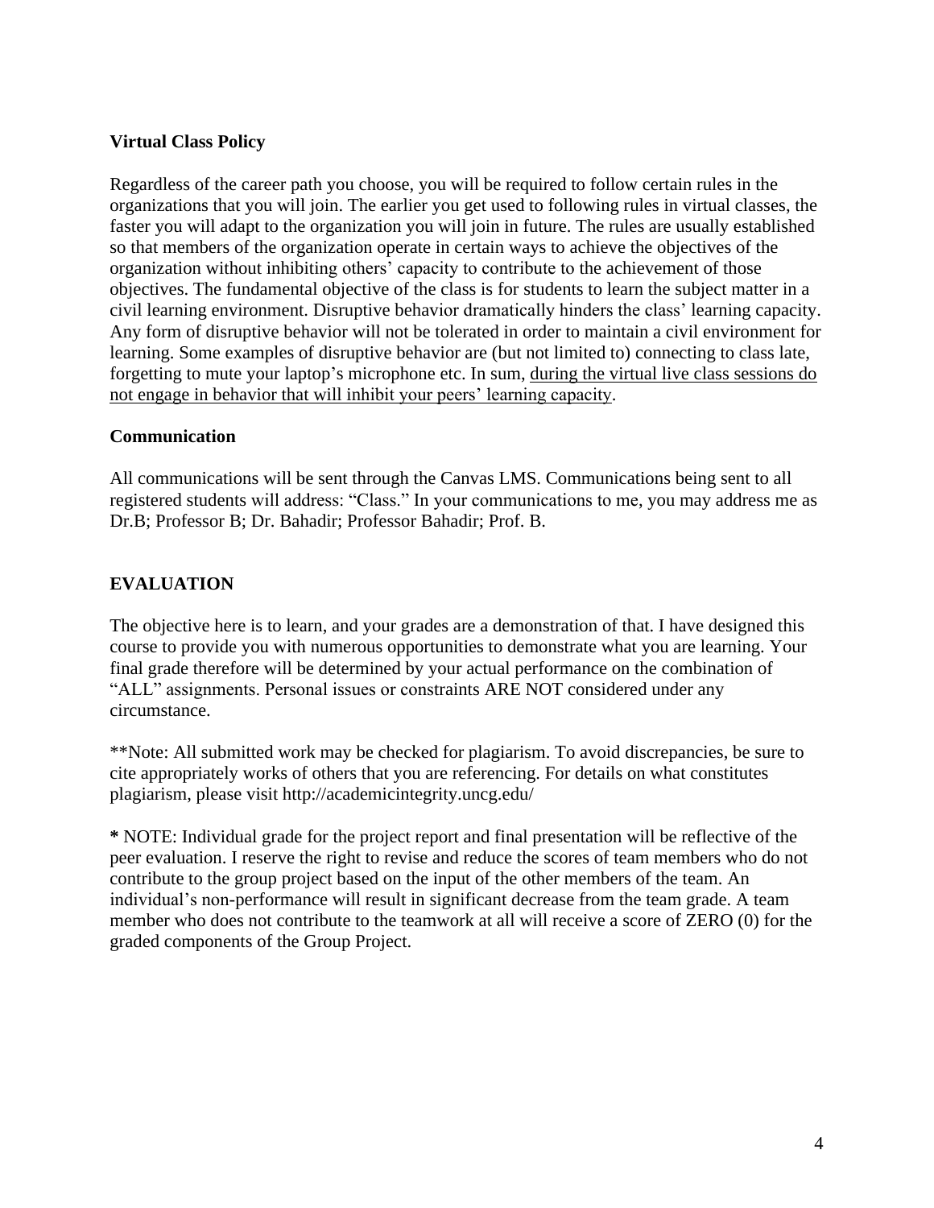**Virtual Class Policy**

Regardless of the career path you choose, you will be required to follow certain rules in the organizations that you will join. The earlier you get used to following rules in virtual classes, the faster you will adapt to the organization you will join in future. The rules are usually established so that members of the organization operate in certain ways to achieve the objectives of the organization without inhibiting others' capacity to contribute to the achievement of those objectives. The fundamental objective of the class is for students to learn the subject matter in a civil learning environment. Disruptive behavior dramatically hinders the class' learning capacity. Any form of disruptive behavior will not be tolerated in order to maintain a civil environment for learning. Some examples of disruptive behavior are (but not limited to) connecting to class late, forgetting to mute your laptop's microphone etc. In sum, <u>during the virtual live class sessions do not engage in behavior that will inhibit your peers' learning capacity</u>.

**Communication**

All communications will be sent through the Canvas LMS. Communications being sent to all registered students will address: "Class." In your communications to me, you may address me as Dr.B; Professor B; Dr. Bahadir; Professor Bahadir; Prof. B.

## EVALUATION

The objective here is to learn, and your grades are a demonstration of that. I have designed this course to provide you with numerous opportunities to demonstrate what you are learning. Your final grade therefore will be determined by your actual performance on the combination of "ALL" assignments. Personal issues or constraints ARE NOT considered under any circumstance.

**Note: All submitted work may be checked for plagiarism. To avoid discrepancies, be sure to cite appropriately works of others that you are referencing. For details on what constitutes plagiarism, please visit http://academicintegrity.uncg.edu/

**\*** NOTE: Individual grade for the project report and final presentation will be reflective of the peer evaluation. I reserve the right to revise and reduce the scores of team members who do not contribute to the group project based on the input of the other members of the team. An individual's non-performance will result in significant decrease from the team grade. A team member who does not contribute to the teamwork at all will receive a score of ZERO (0) for the graded components of the Group Project.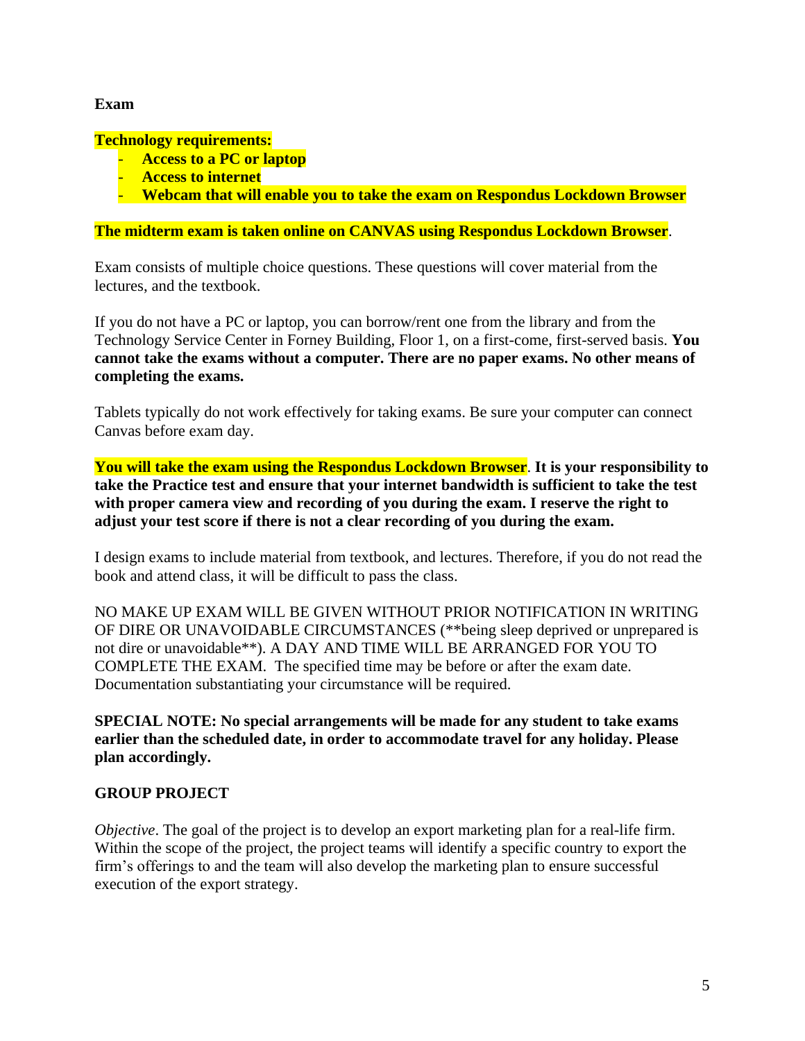**Exam**

**Technology requirements:**

- **Access to a PC or laptop**
- **Access to internet**
- **Webcam that will enable you to take the exam on Respondus Lockdown Browser**

**The midterm exam is taken online on CANVAS using Respondus Lockdown Browser**.

Exam consists of multiple choice questions. These questions will cover material from the lectures, and the textbook.

If you do not have a PC or laptop, you can borrow/rent one from the library and from the Technology Service Center in Forney Building, Floor 1, on a first-come, first-served basis. **You cannot take the exams without a computer. There are no paper exams. No other means of completing the exams.**

Tablets typically do not work effectively for taking exams. Be sure your computer can connect Canvas before exam day.

**You will take the exam using the Respondus Lockdown Browser**. **It is your responsibility to take the Practice test and ensure that your internet bandwidth is sufficient to take the test with proper camera view and recording of you during the exam. I reserve the right to adjust your test score if there is not a clear recording of you during the exam.**

I design exams to include material from textbook, and lectures. Therefore, if you do not read the book and attend class, it will be difficult to pass the class.

NO MAKE UP EXAM WILL BE GIVEN WITHOUT PRIOR NOTIFICATION IN WRITING OF DIRE OR UNAVOIDABLE CIRCUMSTANCES (**being sleep deprived or unprepared is not dire or unavoidable**). A DAY AND TIME WILL BE ARRANGED FOR YOU TO COMPLETE THE EXAM. The specified time may be before or after the exam date. Documentation substantiating your circumstance will be required.

**SPECIAL NOTE: No special arrangements will be made for any student to take exams earlier than the scheduled date, in order to accommodate travel for any holiday. Please plan accordingly.**

**GROUP PROJECT**

*Objective*. The goal of the project is to develop an export marketing plan for a real-life firm. Within the scope of the project, the project teams will identify a specific country to export the firm's offerings to and the team will also develop the marketing plan to ensure successful execution of the export strategy.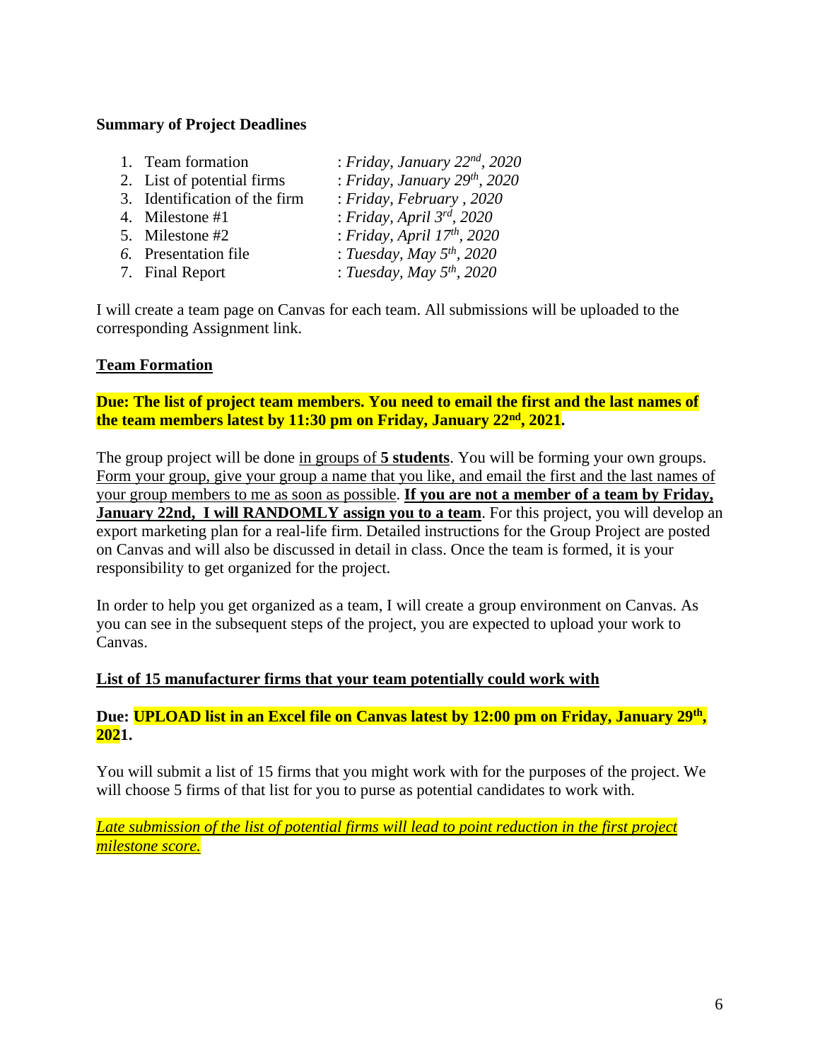**Summary of Project Deadlines**

1. Team formation : *Friday, January 22nd, 2020*
2. List of potential firms : *Friday, January 29th, 2020*
3. Identification of the firm : *Friday, February , 2020*
4. Milestone #1 : *Friday, April 3rd, 2020*
5. Milestone #2 : *Friday, April 17th, 2020*
6. Presentation file : *Tuesday, May 5th, 2020*
7. Final Report : *Tuesday, May 5th, 2020*

I will create a team page on Canvas for each team. All submissions will be uploaded to the corresponding Assignment link.

**Team Formation**

**Due: The list of project team members. You need to email the first and the last names of the team members latest by 11:30 pm on Friday, January 22nd, 2021.**

The group project will be done in groups of **5 students**. You will be forming your own groups. Form your group, give your group a name that you like, and email the first and the last names of your group members to me as soon as possible. **If you are not a member of a team by Friday, January 22nd, I will RANDOMLY assign you to a team**. For this project, you will develop an export marketing plan for a real-life firm. Detailed instructions for the Group Project are posted on Canvas and will also be discussed in detail in class. Once the team is formed, it is your responsibility to get organized for the project.

In order to help you get organized as a team, I will create a group environment on Canvas. As you can see in the subsequent steps of the project, you are expected to upload your work to Canvas.

**List of 15 manufacturer firms that your team potentially could work with**

**Due: UPLOAD list in an Excel file on Canvas latest by 12:00 pm on Friday, January 29th, 2021.**

You will submit a list of 15 firms that you might work with for the purposes of the project. We will choose 5 firms of that list for you to purse as potential candidates to work with.

*Late submission of the list of potential firms will lead to point reduction in the first project milestone score.*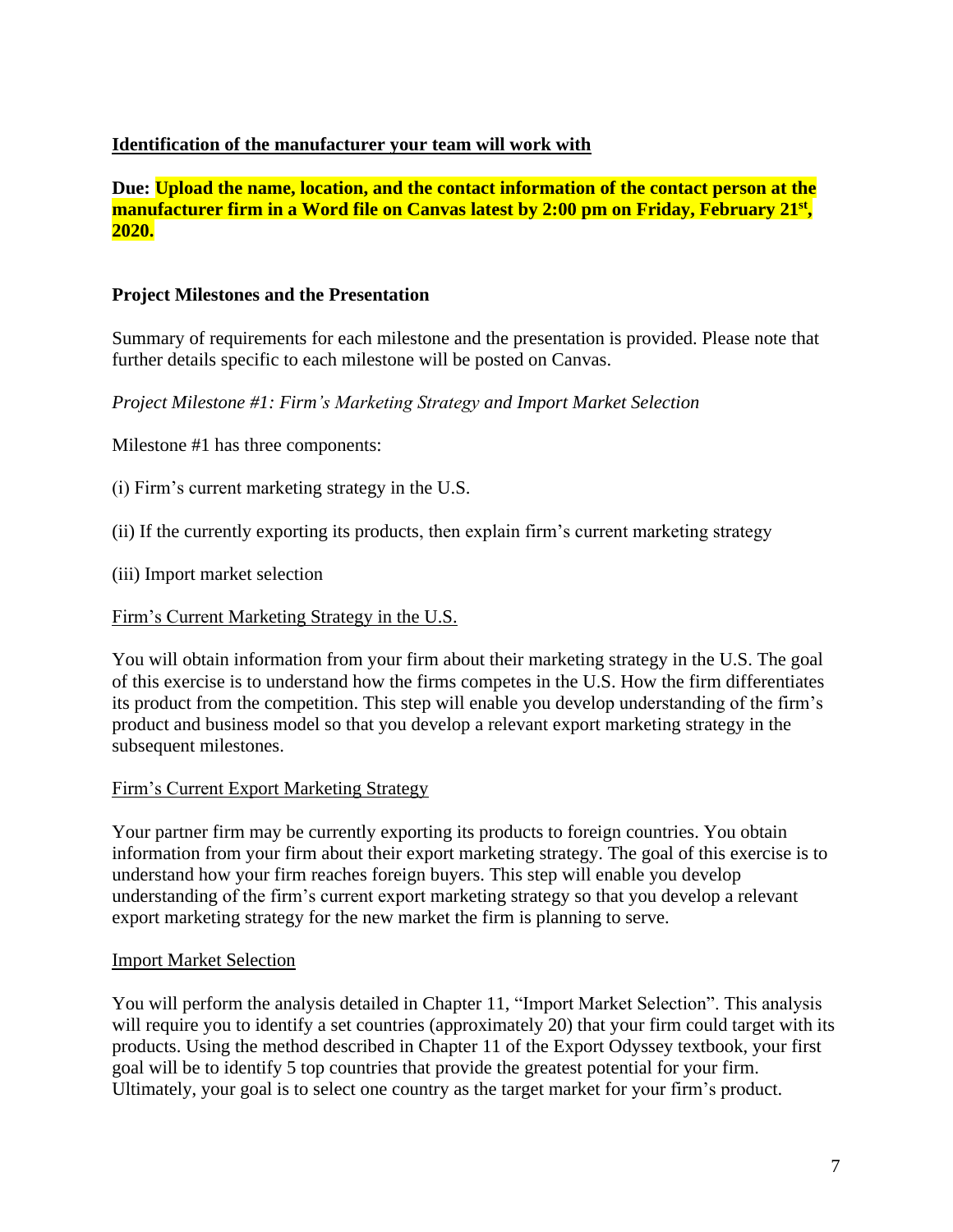**Identification of the manufacturer your team will work with**

**Due: Upload the name, location, and the contact information of the contact person at the manufacturer firm in a Word file on Canvas latest by 2:00 pm on Friday, February 21st, 2020.**

**Project Milestones and the Presentation**

Summary of requirements for each milestone and the presentation is provided. Please note that further details specific to each milestone will be posted on Canvas.

*Project Milestone #1: Firm's Marketing Strategy and Import Market Selection*

Milestone #1 has three components:

(i) Firm's current marketing strategy in the U.S.

(ii) If the currently exporting its products, then explain firm's current marketing strategy

(iii) Import market selection

Firm's Current Marketing Strategy in the U.S.

You will obtain information from your firm about their marketing strategy in the U.S. The goal of this exercise is to understand how the firms competes in the U.S. How the firm differentiates its product from the competition. This step will enable you develop understanding of the firm's product and business model so that you develop a relevant export marketing strategy in the subsequent milestones.

Firm's Current Export Marketing Strategy

Your partner firm may be currently exporting its products to foreign countries. You obtain information from your firm about their export marketing strategy. The goal of this exercise is to understand how your firm reaches foreign buyers. This step will enable you develop understanding of the firm's current export marketing strategy so that you develop a relevant export marketing strategy for the new market the firm is planning to serve.

Import Market Selection

You will perform the analysis detailed in Chapter 11, "Import Market Selection". This analysis will require you to identify a set countries (approximately 20) that your firm could target with its products. Using the method described in Chapter 11 of the Export Odyssey textbook, your first goal will be to identify 5 top countries that provide the greatest potential for your firm. Ultimately, your goal is to select one country as the target market for your firm's product.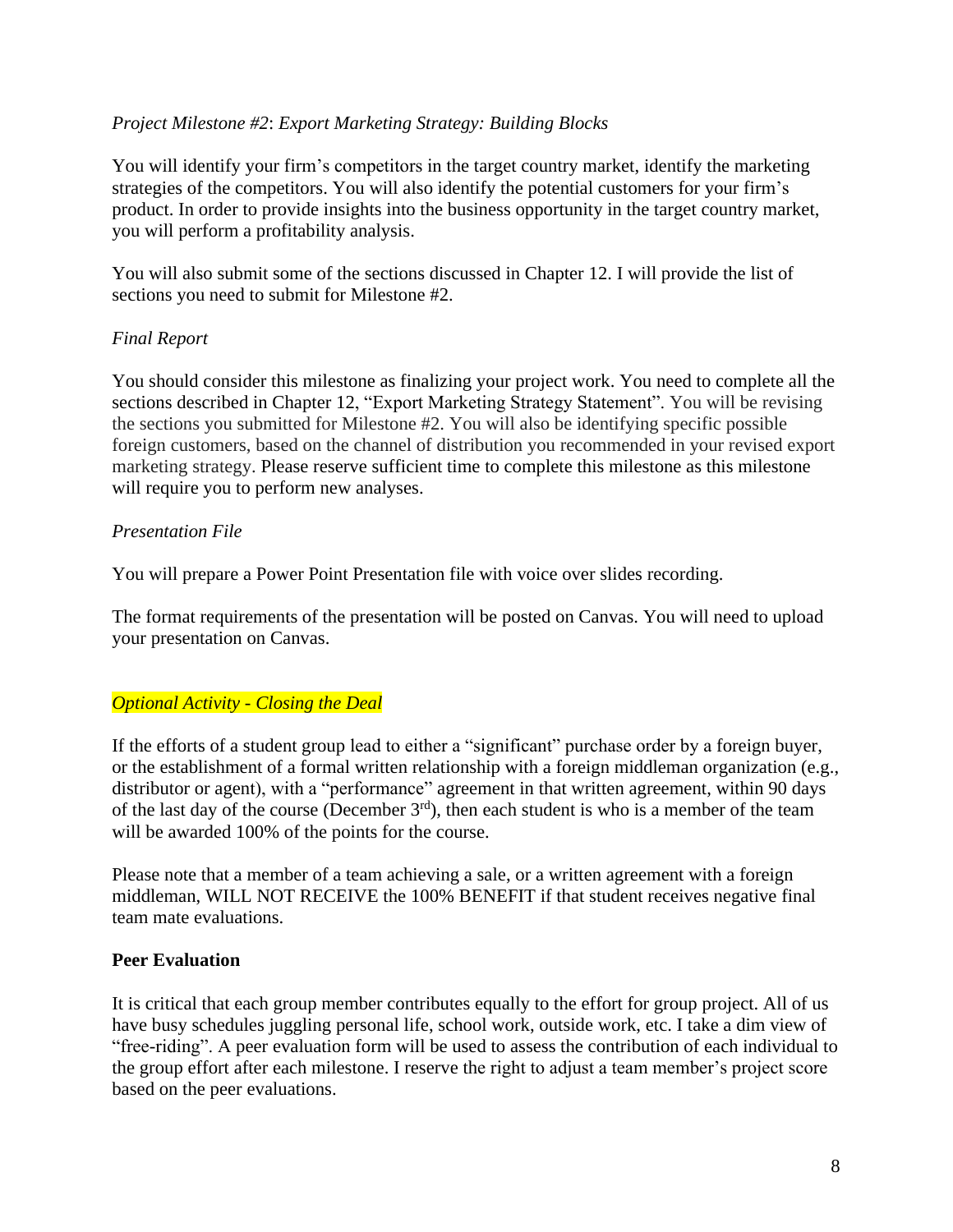*Project Milestone #2*: *Export Marketing Strategy: Building Blocks*

You will identify your firm's competitors in the target country market, identify the marketing strategies of the competitors. You will also identify the potential customers for your firm's product. In order to provide insights into the business opportunity in the target country market, you will perform a profitability analysis.

You will also submit some of the sections discussed in Chapter 12. I will provide the list of sections you need to submit for Milestone #2.

*Final Report*

You should consider this milestone as finalizing your project work. You need to complete all the sections described in Chapter 12, "Export Marketing Strategy Statement". You will be revising the sections you submitted for Milestone #2. You will also be identifying specific possible foreign customers, based on the channel of distribution you recommended in your revised export marketing strategy. Please reserve sufficient time to complete this milestone as this milestone will require you to perform new analyses.

*Presentation File*

You will prepare a Power Point Presentation file with voice over slides recording.

The format requirements of the presentation will be posted on Canvas. You will need to upload your presentation on Canvas.

*Optional Activity - Closing the Deal*

If the efforts of a student group lead to either a "significant" purchase order by a foreign buyer, or the establishment of a formal written relationship with a foreign middleman organization (e.g., distributor or agent), with a "performance" agreement in that written agreement, within 90 days of the last day of the course (December 3rd), then each student is who is a member of the team will be awarded 100% of the points for the course.

Please note that a member of a team achieving a sale, or a written agreement with a foreign middleman, WILL NOT RECEIVE the 100% BENEFIT if that student receives negative final team mate evaluations.

**Peer Evaluation**

It is critical that each group member contributes equally to the effort for group project. All of us have busy schedules juggling personal life, school work, outside work, etc. I take a dim view of "free-riding". A peer evaluation form will be used to assess the contribution of each individual to the group effort after each milestone. I reserve the right to adjust a team member's project score based on the peer evaluations.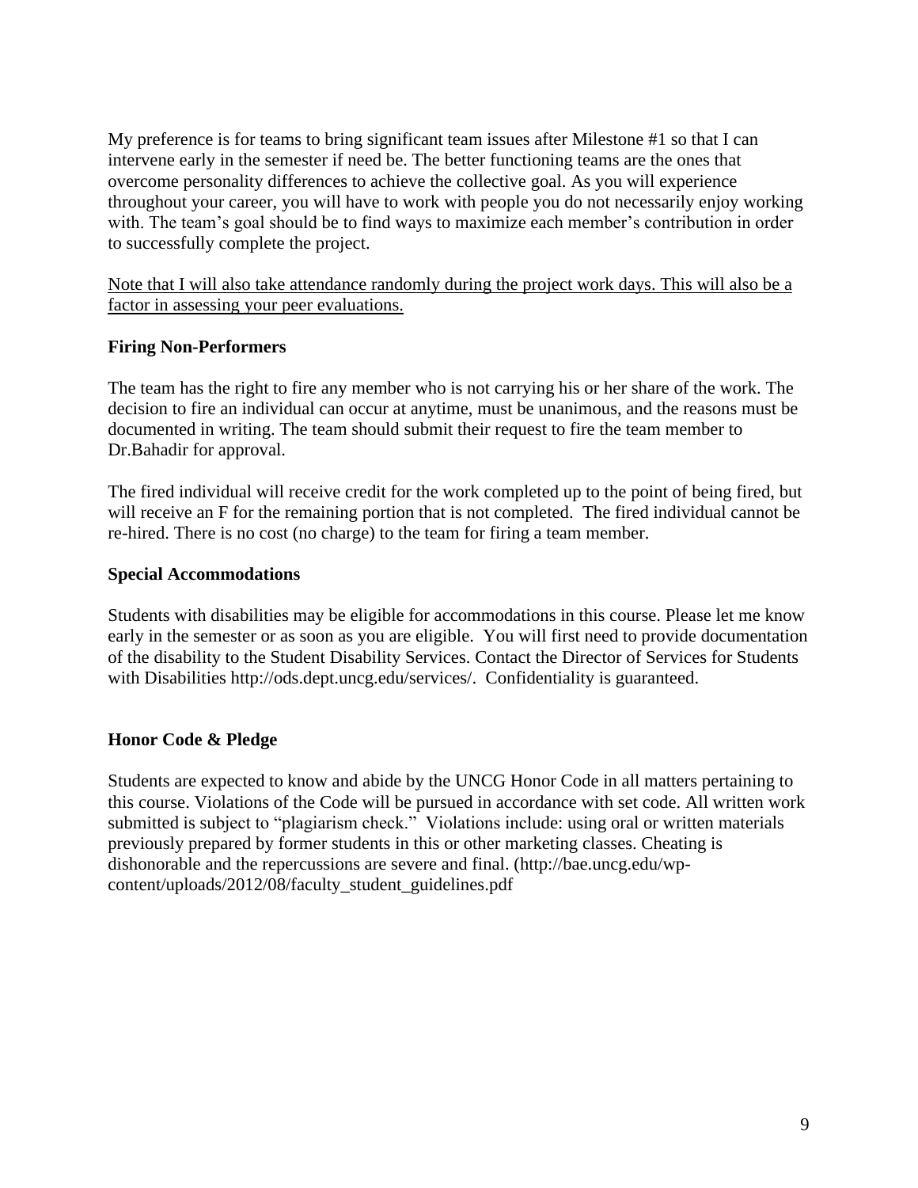My preference is for teams to bring significant team issues after Milestone #1 so that I can intervene early in the semester if need be. The better functioning teams are the ones that overcome personality differences to achieve the collective goal. As you will experience throughout your career, you will have to work with people you do not necessarily enjoy working with. The team's goal should be to find ways to maximize each member's contribution in order to successfully complete the project.

<u>Note that I will also take attendance randomly during the project work days. This will also be a factor in assessing your peer evaluations.</u>

**Firing Non-Performers**

The team has the right to fire any member who is not carrying his or her share of the work. The decision to fire an individual can occur at anytime, must be unanimous, and the reasons must be documented in writing. The team should submit their request to fire the team member to Dr.Bahadir for approval.

The fired individual will receive credit for the work completed up to the point of being fired, but will receive an F for the remaining portion that is not completed. The fired individual cannot be re-hired. There is no cost (no charge) to the team for firing a team member.

**Special Accommodations**

Students with disabilities may be eligible for accommodations in this course. Please let me know early in the semester or as soon as you are eligible. You will first need to provide documentation of the disability to the Student Disability Services. Contact the Director of Services for Students with Disabilities http://ods.dept.uncg.edu/services/. Confidentiality is guaranteed.

**Honor Code & Pledge**

Students are expected to know and abide by the UNCG Honor Code in all matters pertaining to this course. Violations of the Code will be pursued in accordance with set code. All written work submitted is subject to "plagiarism check." Violations include: using oral or written materials previously prepared by former students in this or other marketing classes. Cheating is dishonorable and the repercussions are severe and final. (http://bae.uncg.edu/wp-content/uploads/2012/08/faculty_student_guidelines.pdf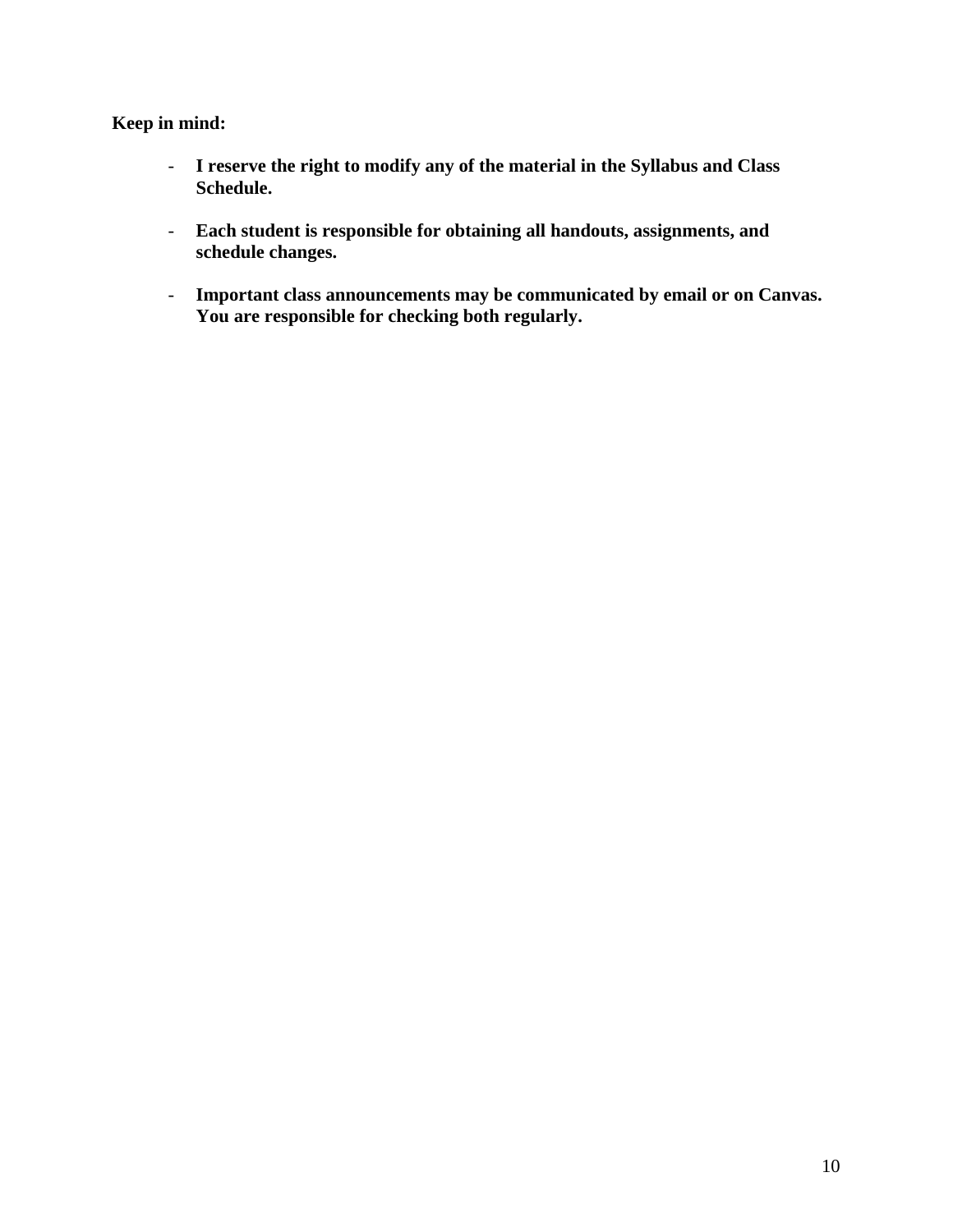**Keep in mind:**

- **I reserve the right to modify any of the material in the Syllabus and Class Schedule.**

- **Each student is responsible for obtaining all handouts, assignments, and schedule changes.**

- **Important class announcements may be communicated by email or on Canvas. You are responsible for checking both regularly.**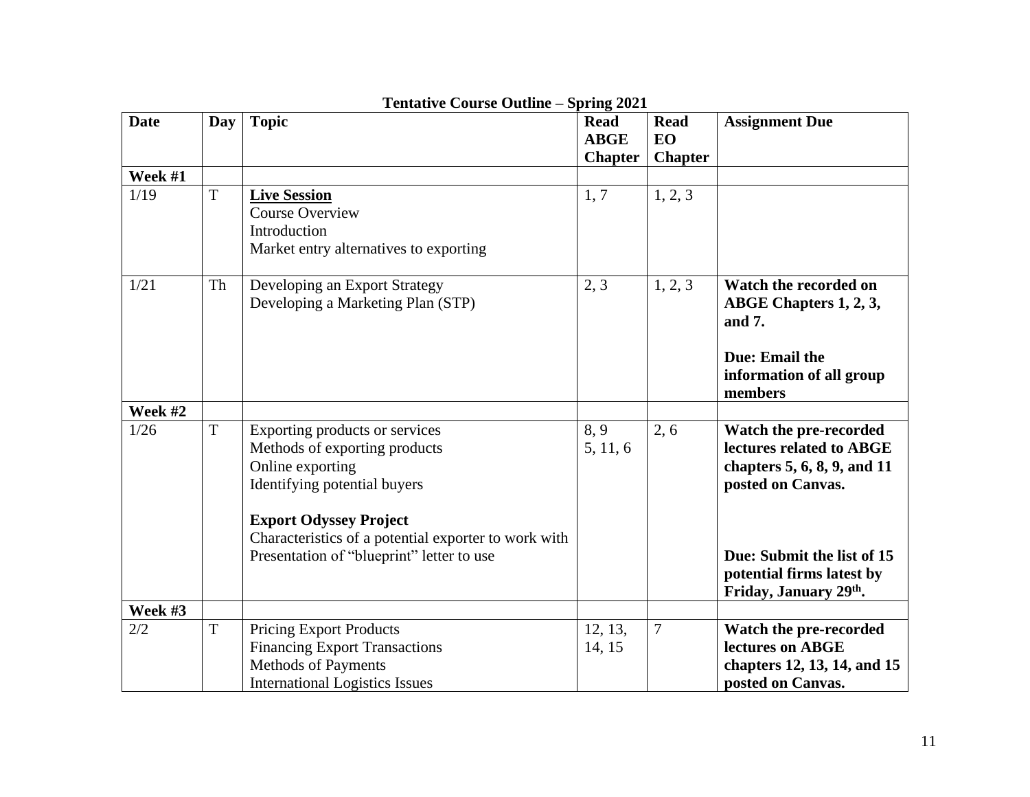**Tentative Course Outline – Spring 2021**

| Date | Day | Topic | Read ABGE Chapter | Read EO Chapter | Assignment Due |
|---|---|---|---|---|---|
| **Week #1** | | | | | |
| 1/19 | T | **Live Session**<br>Course Overview<br>Introduction<br>Market entry alternatives to exporting | 1, 7 | 1, 2, 3 | |
| 1/21 | Th | Developing an Export Strategy<br>Developing a Marketing Plan (STP) | 2, 3 | 1, 2, 3 | **Watch the recorded on ABGE Chapters 1, 2, 3, and 7.**<br><br>**Due: Email the information of all group members** |
| **Week #2** | | | | | |
| 1/26 | T | Exporting products or services<br>Methods of exporting products<br>Online exporting<br>Identifying potential buyers<br><br>**Export Odyssey Project**<br>Characteristics of a potential exporter to work with<br>Presentation of "blueprint" letter to use | 8, 9<br>5, 11, 6 | 2, 6 | **Watch the pre-recorded lectures related to ABGE chapters 5, 6, 8, 9, and 11 posted on Canvas.**<br><br>**Due: Submit the list of 15 potential firms latest by Friday, January 29th.** |
| **Week #3** | | | | | |
| 2/2 | T | Pricing Export Products<br>Financing Export Transactions<br>Methods of Payments<br>International Logistics Issues | 12, 13, 14, 15 | 7 | **Watch the pre-recorded lectures on ABGE chapters 12, 13, 14, and 15 posted on Canvas.** |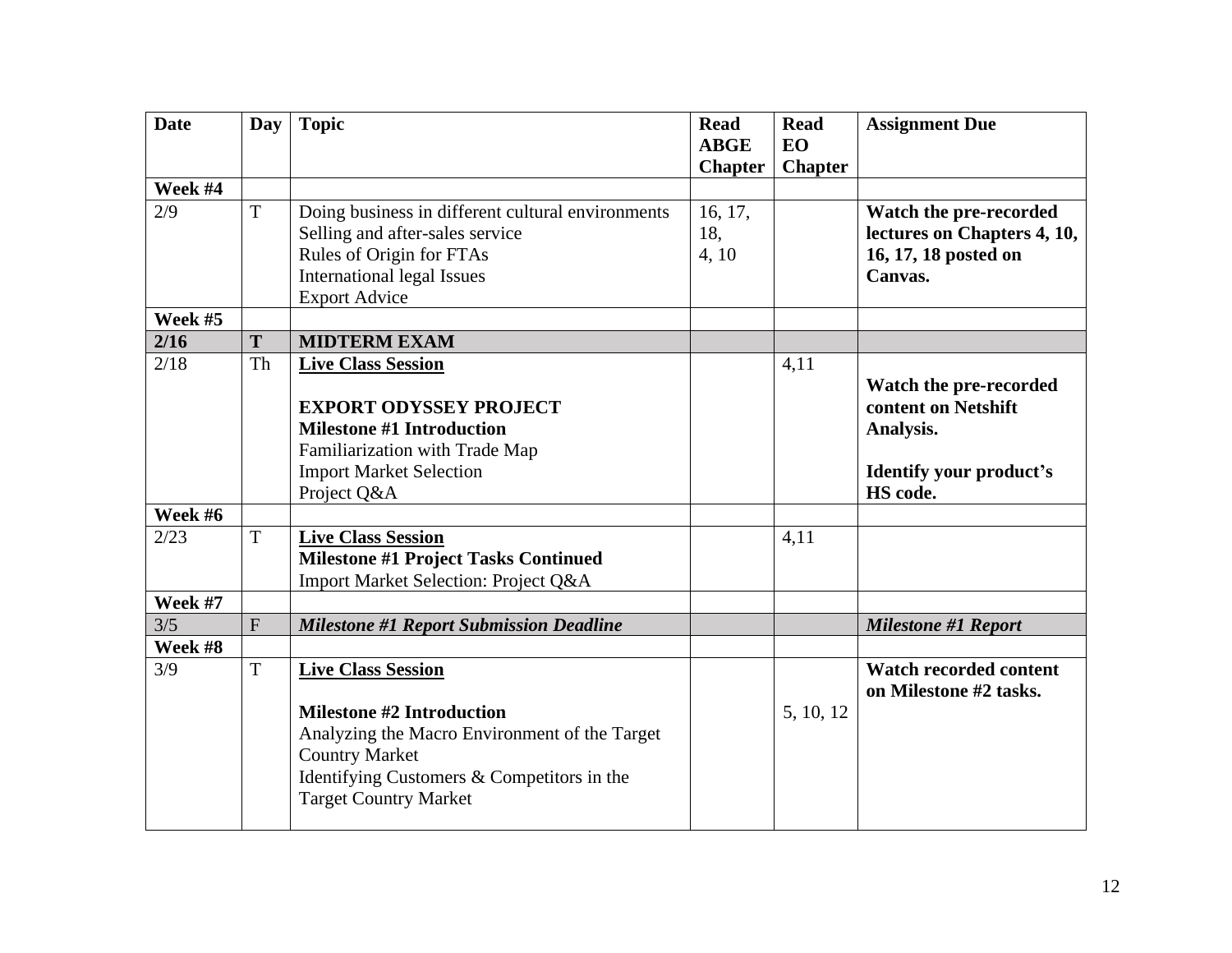| Date | Day | Topic | Read ABGE Chapter | Read EO Chapter | Assignment Due |
|---|---|---|---|---|---|
| **Week #4** | | | | | |
| 2/9 | T | Doing business in different cultural environments<br>Selling and after-sales service<br>Rules of Origin for FTAs<br>International legal Issues<br>Export Advice | 16, 17, 18, 4, 10 | | **Watch the pre-recorded lectures on Chapters 4, 10, 16, 17, 18 posted on Canvas.** |
| **Week #5** | | | | | |
| **2/16** | **T** | **MIDTERM EXAM** | | | |
| 2/18 | Th | **Live Class Session**<br><br>**EXPORT ODYSSEY PROJECT**<br>**Milestone #1 Introduction**<br>Familiarization with Trade Map<br>Import Market Selection<br>Project Q&A | | 4,11 | **Watch the pre-recorded content on Netshift Analysis.**<br><br>**Identify your product's HS code.** |
| **Week #6** | | | | | |
| 2/23 | T | **Live Class Session**<br>**Milestone #1 Project Tasks Continued**<br>Import Market Selection: Project Q&A | | 4,11 | |
| **Week #7** | | | | | |
| 3/5 | F | ***Milestone #1 Report Submission Deadline*** | | | ***Milestone #1 Report*** |
| **Week #8** | | | | | |
| 3/9 | T | **Live Class Session**<br><br>**Milestone #2 Introduction**<br>Analyzing the Macro Environment of the Target Country Market<br>Identifying Customers & Competitors in the Target Country Market | | 5, 10, 12 | **Watch recorded content on Milestone #2 tasks.** |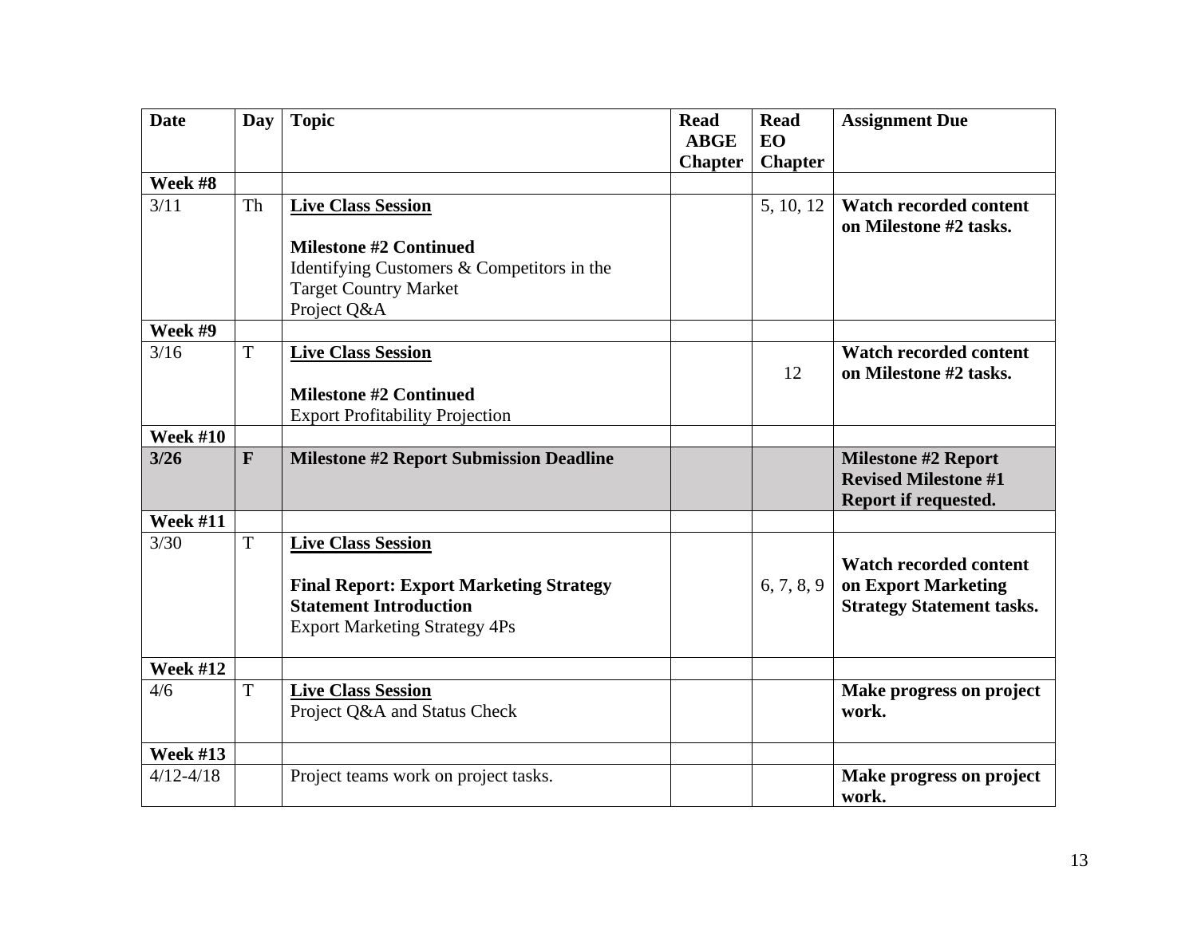| Date | Day | Topic | Read ABGE Chapter | Read EO Chapter | Assignment Due |
|---|---|---|---|---|---|
| **Week #8** | | | | | |
| 3/11 | Th | **Live Class Session**<br><br>**Milestone #2 Continued**<br>Identifying Customers & Competitors in the Target Country Market<br>Project Q&A | | 5, 10, 12 | **Watch recorded content on Milestone #2 tasks.** |
| **Week #9** | | | | | |
| 3/16 | T | **Live Class Session**<br><br>**Milestone #2 Continued**<br>Export Profitability Projection | | 12 | **Watch recorded content on Milestone #2 tasks.** |
| **Week #10** | | | | | |
| **3/26** | **F** | **Milestone #2 Report Submission Deadline** | | | **Milestone #2 Report Revised Milestone #1 Report if requested.** |
| **Week #11** | | | | | |
| 3/30 | T | **Live Class Session**<br><br>**Final Report: Export Marketing Strategy Statement Introduction**<br>Export Marketing Strategy 4Ps | | 6, 7, 8, 9 | **Watch recorded content on Export Marketing Strategy Statement tasks.** |
| **Week #12** | | | | | |
| 4/6 | T | **Live Class Session**<br>Project Q&A and Status Check | | | **Make progress on project work.** |
| **Week #13** | | | | | |
| 4/12-4/18 | | Project teams work on project tasks. | | | **Make progress on project work.** |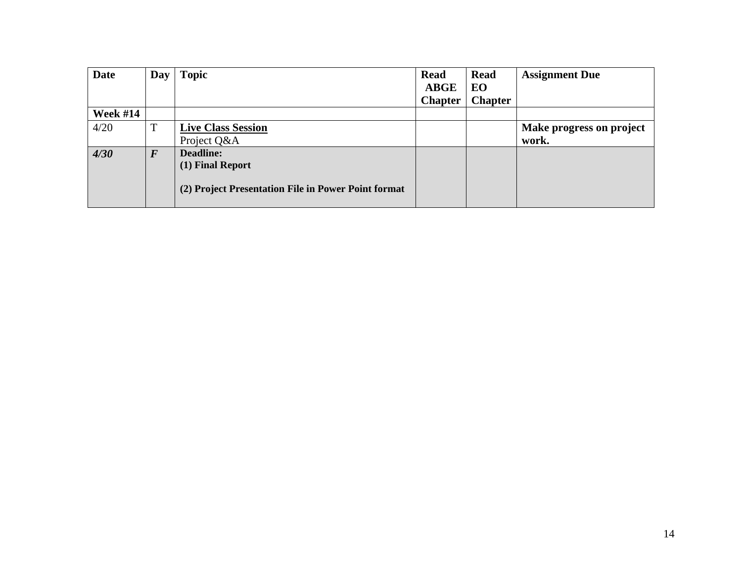| Date | Day | Topic | Read ABGE Chapter | Read EO Chapter | Assignment Due |
|---|---|---|---|---|---|
| **Week #14** | | | | | |
| 4/20 | T | **Live Class Session** Project Q&A | | | **Make progress on project work.** |
| ***4/30*** | ***F*** | **Deadline:** **(1) Final Report** **(2) Project Presentation File in Power Point format** | | | |